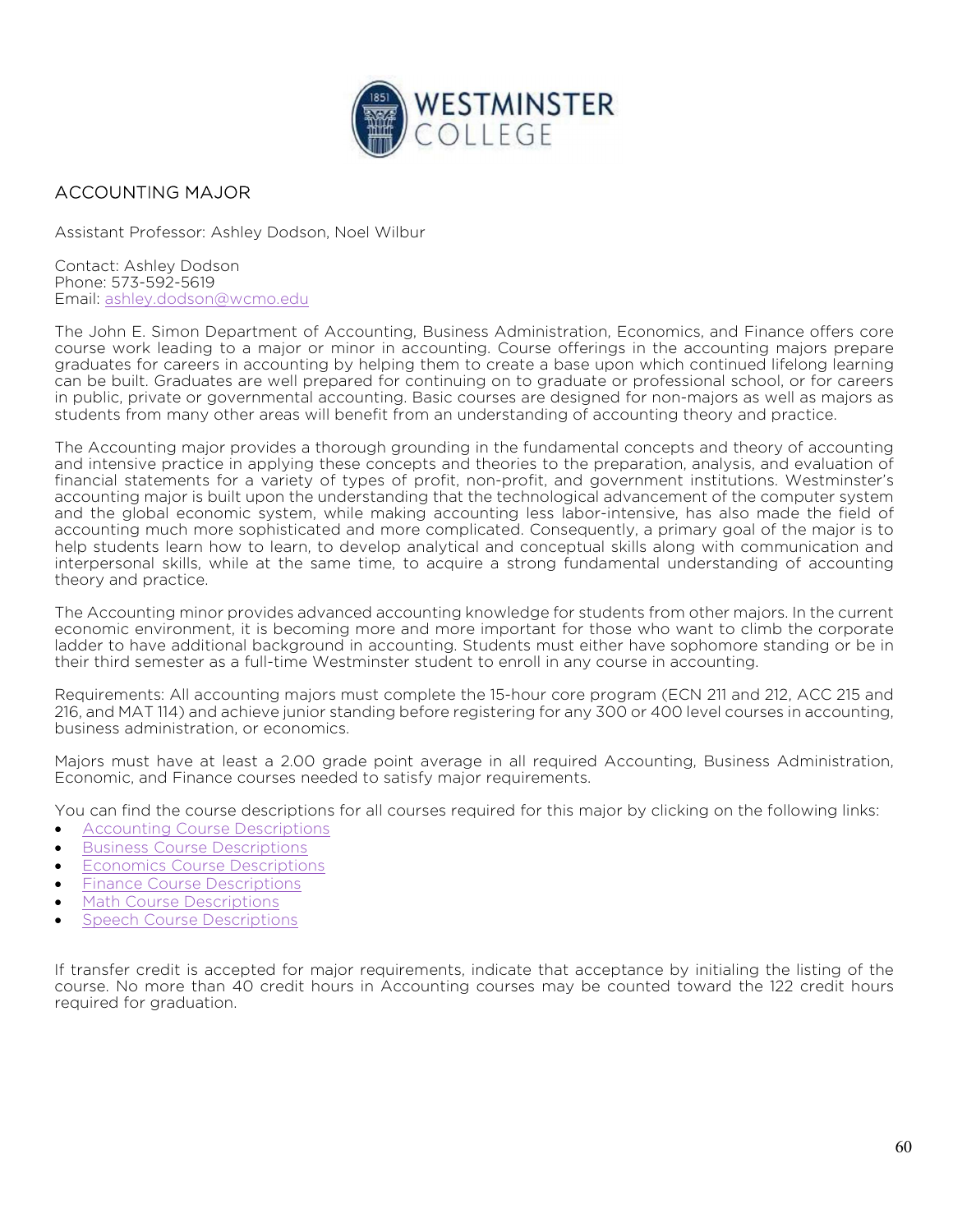# ACCOUNTING MAJOR

Assistant Professor: Ashley Dodson, Noel Wilbur

Contact: Ashley Dodson
Phone: 573-592-5619
Email: ashley.dodson@wcmo.edu

The John E. Simon Department of Accounting, Business Administration, Economics, and Finance offers core course work leading to a major or minor in accounting. Course offerings in the accounting majors prepare graduates for careers in accounting by helping them to create a base upon which continued lifelong learning can be built. Graduates are well prepared for continuing on to graduate or professional school, or for careers in public, private or governmental accounting. Basic courses are designed for non-majors as well as majors as students from many other areas will benefit from an understanding of accounting theory and practice.

The Accounting major provides a thorough grounding in the fundamental concepts and theory of accounting and intensive practice in applying these concepts and theories to the preparation, analysis, and evaluation of financial statements for a variety of types of profit, non-profit, and government institutions. Westminster's accounting major is built upon the understanding that the technological advancement of the computer system and the global economic system, while making accounting less labor-intensive, has also made the field of accounting much more sophisticated and more complicated. Consequently, a primary goal of the major is to help students learn how to learn, to develop analytical and conceptual skills along with communication and interpersonal skills, while at the same time, to acquire a strong fundamental understanding of accounting theory and practice.

The Accounting minor provides advanced accounting knowledge for students from other majors. In the current economic environment, it is becoming more and more important for those who want to climb the corporate ladder to have additional background in accounting. Students must either have sophomore standing or be in their third semester as a full-time Westminster student to enroll in any course in accounting.

Requirements: All accounting majors must complete the 15-hour core program (ECN 211 and 212, ACC 215 and 216, and MAT 114) and achieve junior standing before registering for any 300 or 400 level courses in accounting, business administration, or economics.

Majors must have at least a 2.00 grade point average in all required Accounting, Business Administration, Economic, and Finance courses needed to satisfy major requirements.

You can find the course descriptions for all courses required for this major by clicking on the following links:

- Accounting Course Descriptions
- Business Course Descriptions
- Economics Course Descriptions
- Finance Course Descriptions
- Math Course Descriptions
- Speech Course Descriptions

If transfer credit is accepted for major requirements, indicate that acceptance by initialing the listing of the course. No more than 40 credit hours in Accounting courses may be counted toward the 122 credit hours required for graduation.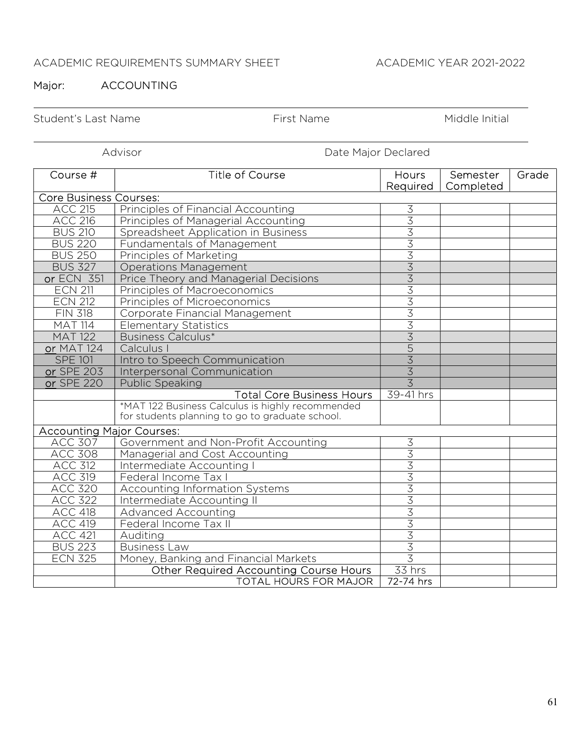ACADEMIC REQUIREMENTS SUMMARY SHEET ACADEMIC YEAR 2021-2022

Major: ACCOUNTING

Student's Last Name First Name Middle Initial

Advisor Date Major Declared

| Course # | Title of Course | Hours Required | Semester Completed | Grade |
|---|---|---|---|---|
| Core Business Courses: | | | | |
| ACC 215 | Principles of Financial Accounting | 3 | | |
| ACC 216 | Principles of Managerial Accounting | 3 | | |
| BUS 210 | Spreadsheet Application in Business | 3 | | |
| BUS 220 | Fundamentals of Management | 3 | | |
| BUS 250 | Principles of Marketing | 3 | | |
| BUS 327 | Operations Management | 3 | | |
| or ECN 351 | Price Theory and Managerial Decisions | 3 | | |
| ECN 211 | Principles of Macroeconomics | 3 | | |
| ECN 212 | Principles of Microeconomics | 3 | | |
| FIN 318 | Corporate Financial Management | 3 | | |
| MAT 114 | Elementary Statistics | 3 | | |
| MAT 122 | Business Calculus* | 3 | | |
| or MAT 124 | Calculus I | 5 | | |
| SPE 101 | Intro to Speech Communication | 3 | | |
| or SPE 203 | Interpersonal Communication | 3 | | |
| or SPE 220 | Public Speaking | 3 | | |
| | Total Core Business Hours | 39-41 hrs | | |
| | *MAT 122 Business Calculus is highly recommended for students planning to go to graduate school. | | | |
| Accounting Major Courses: | | | | |
| ACC 307 | Government and Non-Profit Accounting | 3 | | |
| ACC 308 | Managerial and Cost Accounting | 3 | | |
| ACC 312 | Intermediate Accounting I | 3 | | |
| ACC 319 | Federal Income Tax I | 3 | | |
| ACC 320 | Accounting Information Systems | 3 | | |
| ACC 322 | Intermediate Accounting II | 3 | | |
| ACC 418 | Advanced Accounting | 3 | | |
| ACC 419 | Federal Income Tax II | 3 | | |
| ACC 421 | Auditing | 3 | | |
| BUS 223 | Business Law | 3 | | |
| ECN 325 | Money, Banking and Financial Markets | 3 | | |
| | Other Required Accounting Course Hours | 33 hrs | | |
| | TOTAL HOURS FOR MAJOR | 72-74 hrs | | |